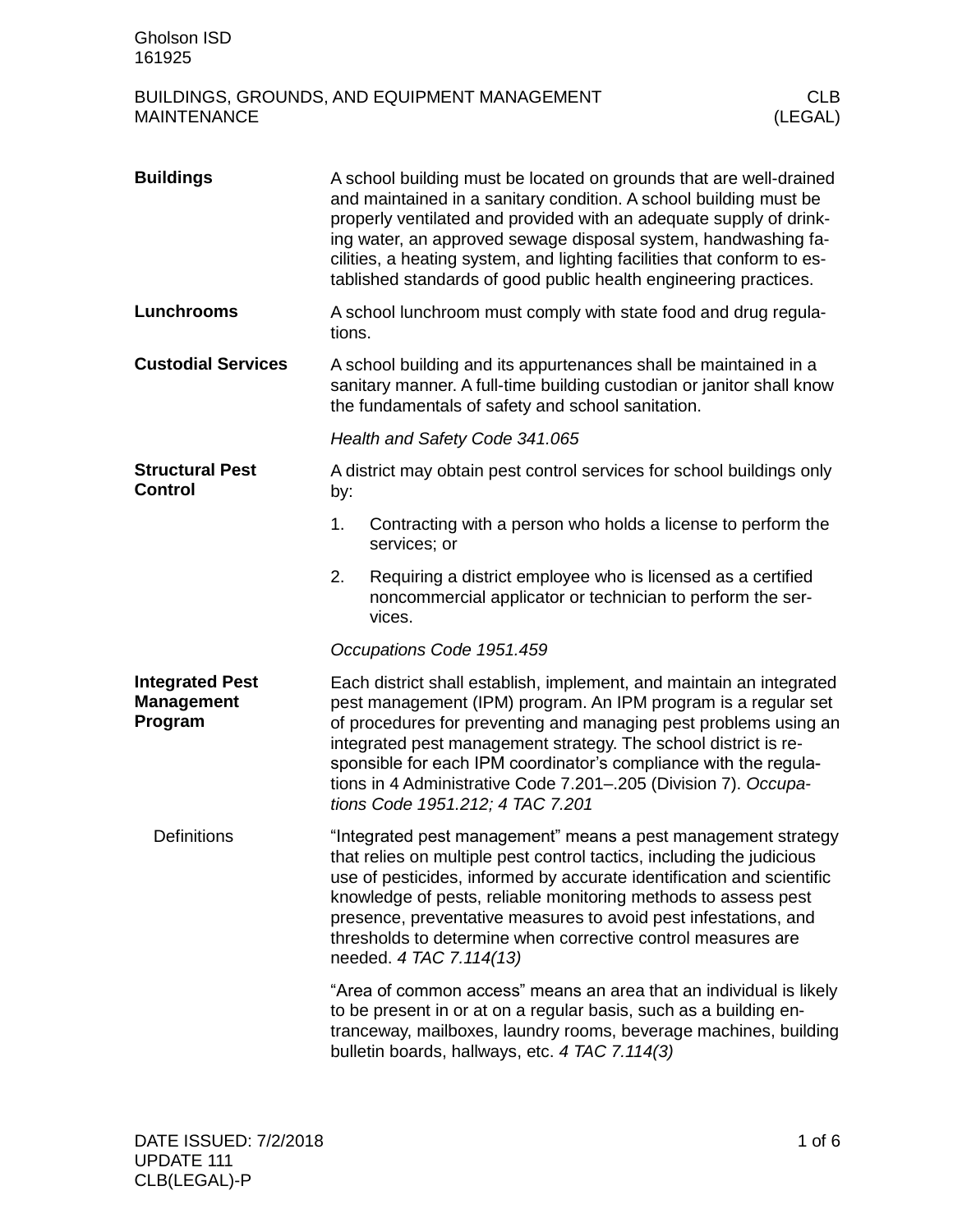Gholson ISD
161925

BUILDINGS, GROUNDS, AND EQUIPMENT MANAGEMENT
MAINTENANCE

CLB
(LEGAL)

## Buildings

A school building must be located on grounds that are well-drained and maintained in a sanitary condition. A school building must be properly ventilated and provided with an adequate supply of drinking water, an approved sewage disposal system, handwashing facilities, a heating system, and lighting facilities that conform to established standards of good public health engineering practices.

## Lunchrooms

A school lunchroom must comply with state food and drug regulations.

## Custodial Services

A school building and its appurtenances shall be maintained in a sanitary manner. A full-time building custodian or janitor shall know the fundamentals of safety and school sanitation.

*Health and Safety Code 341.065*

## Structural Pest Control

A district may obtain pest control services for school buildings only by:

1. Contracting with a person who holds a license to perform the services; or
2. Requiring a district employee who is licensed as a certified noncommercial applicator or technician to perform the services.

*Occupations Code 1951.459*

## Integrated Pest Management Program

Each district shall establish, implement, and maintain an integrated pest management (IPM) program. An IPM program is a regular set of procedures for preventing and managing pest problems using an integrated pest management strategy. The school district is responsible for each IPM coordinator's compliance with the regulations in 4 Administrative Code 7.201–.205 (Division 7). *Occupations Code 1951.212; 4 TAC 7.201*

### Definitions

"Integrated pest management" means a pest management strategy that relies on multiple pest control tactics, including the judicious use of pesticides, informed by accurate identification and scientific knowledge of pests, reliable monitoring methods to assess pest presence, preventative measures to avoid pest infestations, and thresholds to determine when corrective control measures are needed. *4 TAC 7.114(13)*

"Area of common access" means an area that an individual is likely to be present in or at on a regular basis, such as a building entranceway, mailboxes, laundry rooms, beverage machines, building bulletin boards, hallways, etc. *4 TAC 7.114(3)*

DATE ISSUED: 7/2/2018
UPDATE 111
CLB(LEGAL)-P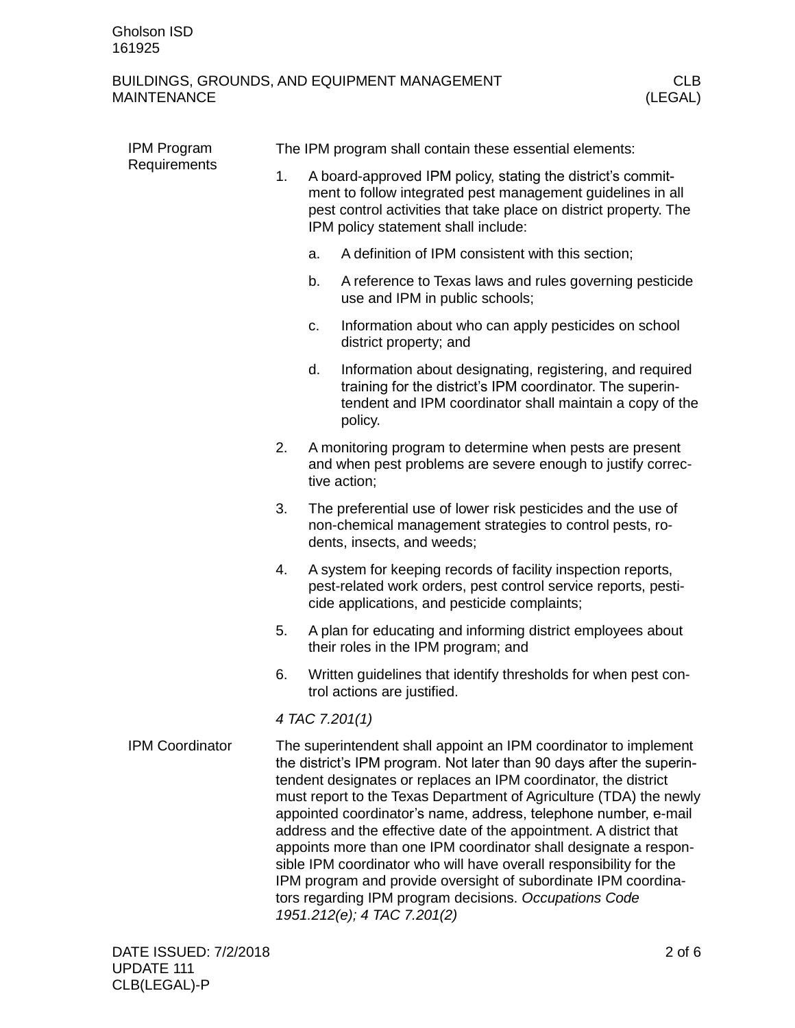### IPM Program Requirements

The IPM program shall contain these essential elements:

1. A board-approved IPM policy, stating the district's commitment to follow integrated pest management guidelines in all pest control activities that take place on district property. The IPM policy statement shall include:
   a. A definition of IPM consistent with this section;
   b. A reference to Texas laws and rules governing pesticide use and IPM in public schools;
   c. Information about who can apply pesticides on school district property; and
   d. Information about designating, registering, and required training for the district's IPM coordinator. The superintendent and IPM coordinator shall maintain a copy of the policy.
2. A monitoring program to determine when pests are present and when pest problems are severe enough to justify corrective action;
3. The preferential use of lower risk pesticides and the use of non-chemical management strategies to control pests, rodents, insects, and weeds;
4. A system for keeping records of facility inspection reports, pest-related work orders, pest control service reports, pesticide applications, and pesticide complaints;
5. A plan for educating and informing district employees about their roles in the IPM program; and
6. Written guidelines that identify thresholds for when pest control actions are justified.

*4 TAC 7.201(1)*

### IPM Coordinator

The superintendent shall appoint an IPM coordinator to implement the district's IPM program. Not later than 90 days after the superintendent designates or replaces an IPM coordinator, the district must report to the Texas Department of Agriculture (TDA) the newly appointed coordinator's name, address, telephone number, e-mail address and the effective date of the appointment. A district that appoints more than one IPM coordinator shall designate a responsible IPM coordinator who will have overall responsibility for the IPM program and provide oversight of subordinate IPM coordinators regarding IPM program decisions. *Occupations Code 1951.212(e); 4 TAC 7.201(2)*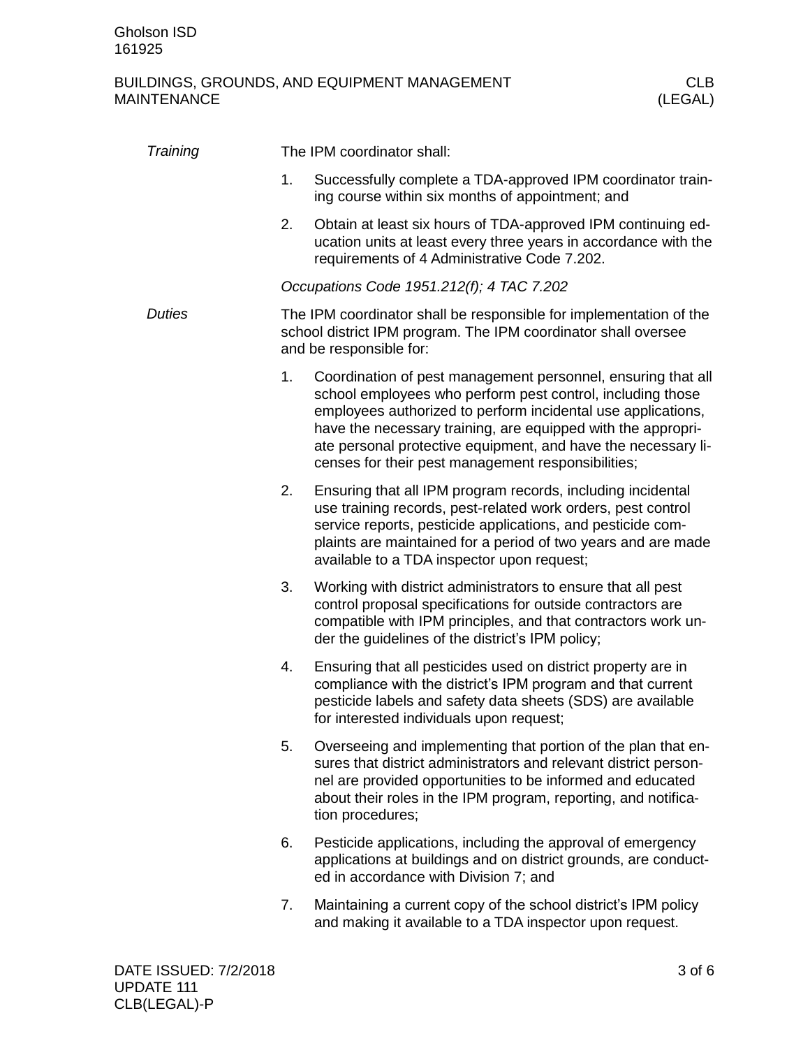*Training*

The IPM coordinator shall:

1. Successfully complete a TDA-approved IPM coordinator training course within six months of appointment; and
2. Obtain at least six hours of TDA-approved IPM continuing education units at least every three years in accordance with the requirements of 4 Administrative Code 7.202.

*Occupations Code 1951.212(f); 4 TAC 7.202*

*Duties*

The IPM coordinator shall be responsible for implementation of the school district IPM program. The IPM coordinator shall oversee and be responsible for:

1. Coordination of pest management personnel, ensuring that all school employees who perform pest control, including those employees authorized to perform incidental use applications, have the necessary training, are equipped with the appropriate personal protective equipment, and have the necessary licenses for their pest management responsibilities;
2. Ensuring that all IPM program records, including incidental use training records, pest-related work orders, pest control service reports, pesticide applications, and pesticide complaints are maintained for a period of two years and are made available to a TDA inspector upon request;
3. Working with district administrators to ensure that all pest control proposal specifications for outside contractors are compatible with IPM principles, and that contractors work under the guidelines of the district's IPM policy;
4. Ensuring that all pesticides used on district property are in compliance with the district's IPM program and that current pesticide labels and safety data sheets (SDS) are available for interested individuals upon request;
5. Overseeing and implementing that portion of the plan that ensures that district administrators and relevant district personnel are provided opportunities to be informed and educated about their roles in the IPM program, reporting, and notification procedures;
6. Pesticide applications, including the approval of emergency applications at buildings and on district grounds, are conducted in accordance with Division 7; and
7. Maintaining a current copy of the school district's IPM policy and making it available to a TDA inspector upon request.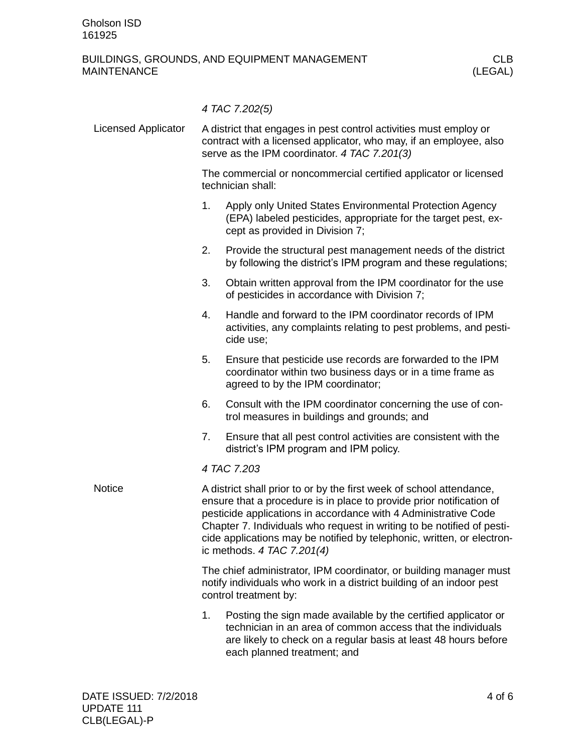*4 TAC 7.202(5)*

## Licensed Applicator

A district that engages in pest control activities must employ or contract with a licensed applicator, who may, if an employee, also serve as the IPM coordinator. *4 TAC 7.201(3)*

The commercial or noncommercial certified applicator or licensed technician shall:

1. Apply only United States Environmental Protection Agency (EPA) labeled pesticides, appropriate for the target pest, except as provided in Division 7;
2. Provide the structural pest management needs of the district by following the district's IPM program and these regulations;
3. Obtain written approval from the IPM coordinator for the use of pesticides in accordance with Division 7;
4. Handle and forward to the IPM coordinator records of IPM activities, any complaints relating to pest problems, and pesticide use;
5. Ensure that pesticide use records are forwarded to the IPM coordinator within two business days or in a time frame as agreed to by the IPM coordinator;
6. Consult with the IPM coordinator concerning the use of control measures in buildings and grounds; and
7. Ensure that all pest control activities are consistent with the district's IPM program and IPM policy.

*4 TAC 7.203*

## Notice

A district shall prior to or by the first week of school attendance, ensure that a procedure is in place to provide prior notification of pesticide applications in accordance with 4 Administrative Code Chapter 7. Individuals who request in writing to be notified of pesticide applications may be notified by telephonic, written, or electronic methods. *4 TAC 7.201(4)*

The chief administrator, IPM coordinator, or building manager must notify individuals who work in a district building of an indoor pest control treatment by:

1. Posting the sign made available by the certified applicator or technician in an area of common access that the individuals are likely to check on a regular basis at least 48 hours before each planned treatment; and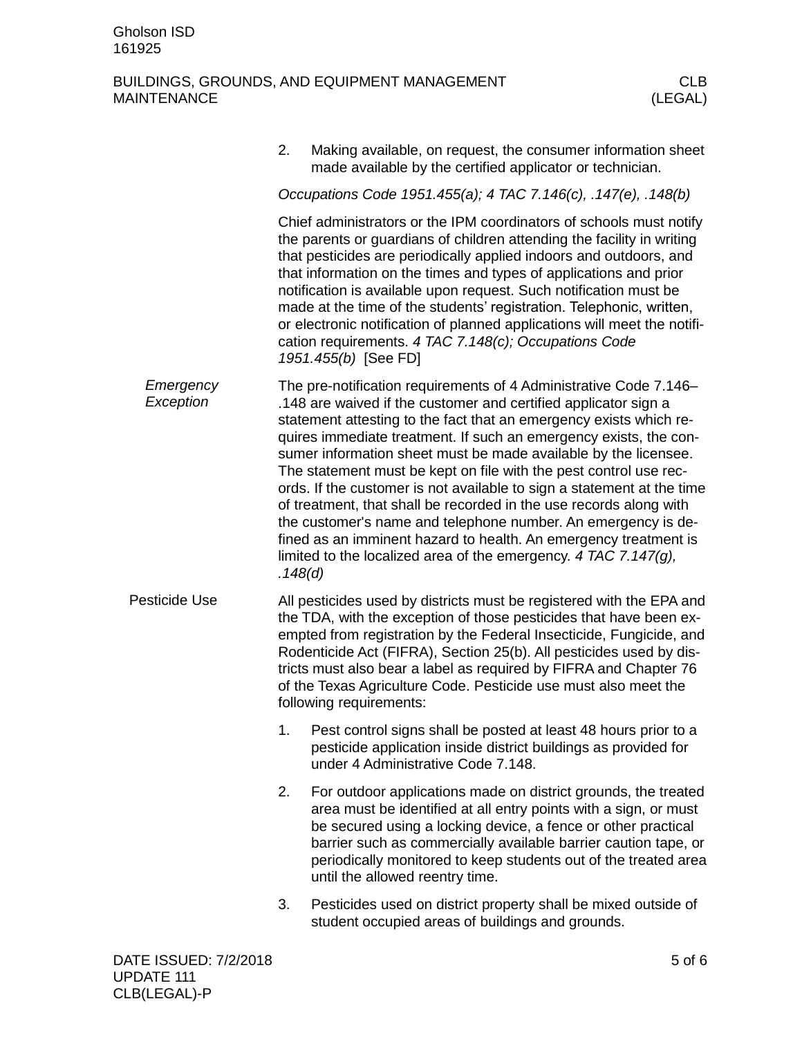2. Making available, on request, the consumer information sheet made available by the certified applicator or technician.

*Occupations Code 1951.455(a); 4 TAC 7.146(c), .147(e), .148(b)*

Chief administrators or the IPM coordinators of schools must notify the parents or guardians of children attending the facility in writing that pesticides are periodically applied indoors and outdoors, and that information on the times and types of applications and prior notification is available upon request. Such notification must be made at the time of the students' registration. Telephonic, written, or electronic notification of planned applications will meet the notification requirements. *4 TAC 7.148(c); Occupations Code 1951.455(b)* [See FD]

### *Emergency Exception*

The pre-notification requirements of 4 Administrative Code 7.146–.148 are waived if the customer and certified applicator sign a statement attesting to the fact that an emergency exists which requires immediate treatment. If such an emergency exists, the consumer information sheet must be made available by the licensee. The statement must be kept on file with the pest control use records. If the customer is not available to sign a statement at the time of treatment, that shall be recorded in the use records along with the customer's name and telephone number. An emergency is defined as an imminent hazard to health. An emergency treatment is limited to the localized area of the emergency. *4 TAC 7.147(g), .148(d)*

## Pesticide Use

All pesticides used by districts must be registered with the EPA and the TDA, with the exception of those pesticides that have been exempted from registration by the Federal Insecticide, Fungicide, and Rodenticide Act (FIFRA), Section 25(b). All pesticides used by districts must also bear a label as required by FIFRA and Chapter 76 of the Texas Agriculture Code. Pesticide use must also meet the following requirements:

1. Pest control signs shall be posted at least 48 hours prior to a pesticide application inside district buildings as provided for under 4 Administrative Code 7.148.
2. For outdoor applications made on district grounds, the treated area must be identified at all entry points with a sign, or must be secured using a locking device, a fence or other practical barrier such as commercially available barrier caution tape, or periodically monitored to keep students out of the treated area until the allowed reentry time.
3. Pesticides used on district property shall be mixed outside of student occupied areas of buildings and grounds.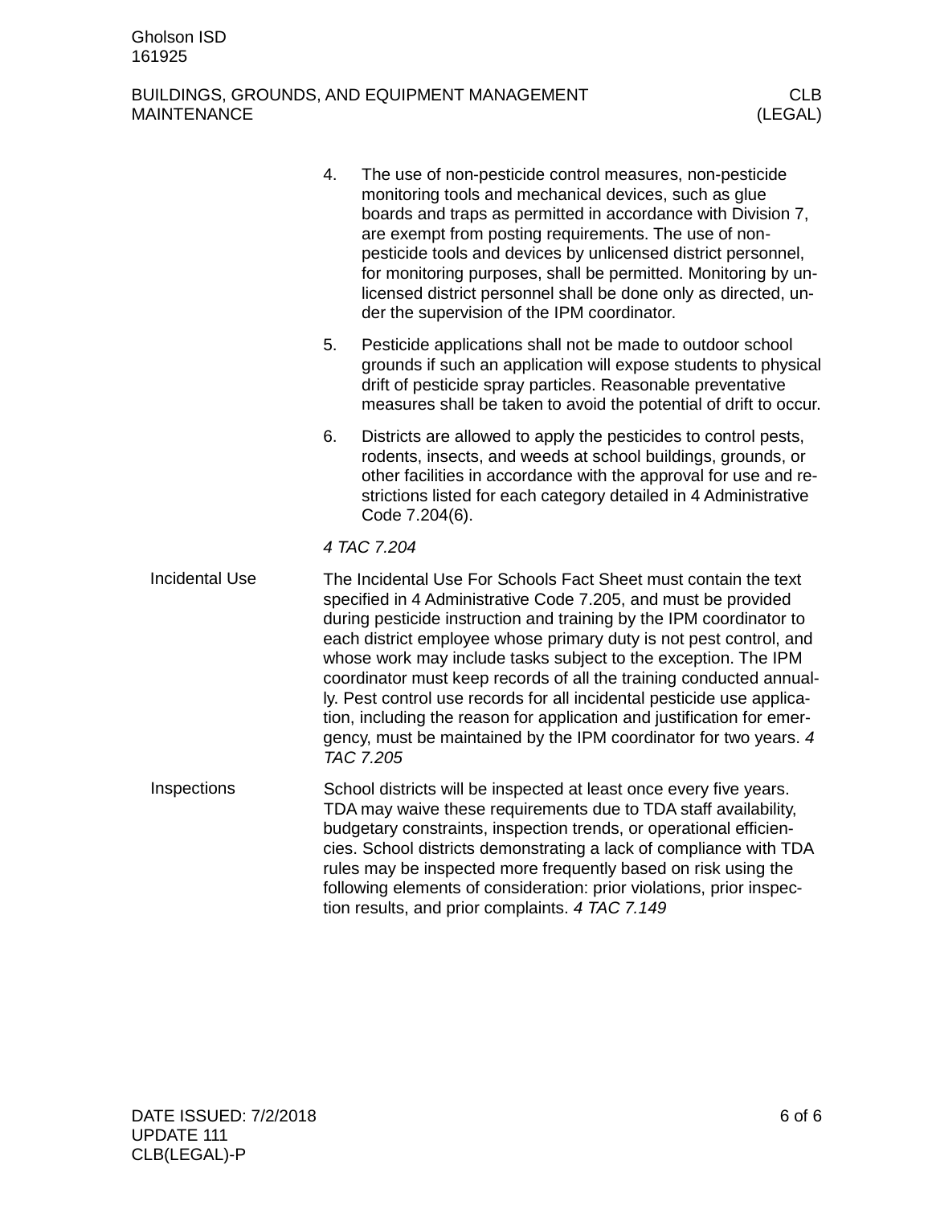4. The use of non-pesticide control measures, non-pesticide monitoring tools and mechanical devices, such as glue boards and traps as permitted in accordance with Division 7, are exempt from posting requirements. The use of non-pesticide tools and devices by unlicensed district personnel, for monitoring purposes, shall be permitted. Monitoring by unlicensed district personnel shall be done only as directed, under the supervision of the IPM coordinator.
5. Pesticide applications shall not be made to outdoor school grounds if such an application will expose students to physical drift of pesticide spray particles. Reasonable preventative measures shall be taken to avoid the potential of drift to occur.
6. Districts are allowed to apply the pesticides to control pests, rodents, insects, and weeds at school buildings, grounds, or other facilities in accordance with the approval for use and restrictions listed for each category detailed in 4 Administrative Code 7.204(6).

*4 TAC 7.204*

## Incidental Use

The Incidental Use For Schools Fact Sheet must contain the text specified in 4 Administrative Code 7.205, and must be provided during pesticide instruction and training by the IPM coordinator to each district employee whose primary duty is not pest control, and whose work may include tasks subject to the exception. The IPM coordinator must keep records of all the training conducted annually. Pest control use records for all incidental pesticide use application, including the reason for application and justification for emergency, must be maintained by the IPM coordinator for two years. *4 TAC 7.205*

## Inspections

School districts will be inspected at least once every five years. TDA may waive these requirements due to TDA staff availability, budgetary constraints, inspection trends, or operational efficiencies. School districts demonstrating a lack of compliance with TDA rules may be inspected more frequently based on risk using the following elements of consideration: prior violations, prior inspection results, and prior complaints. *4 TAC 7.149*